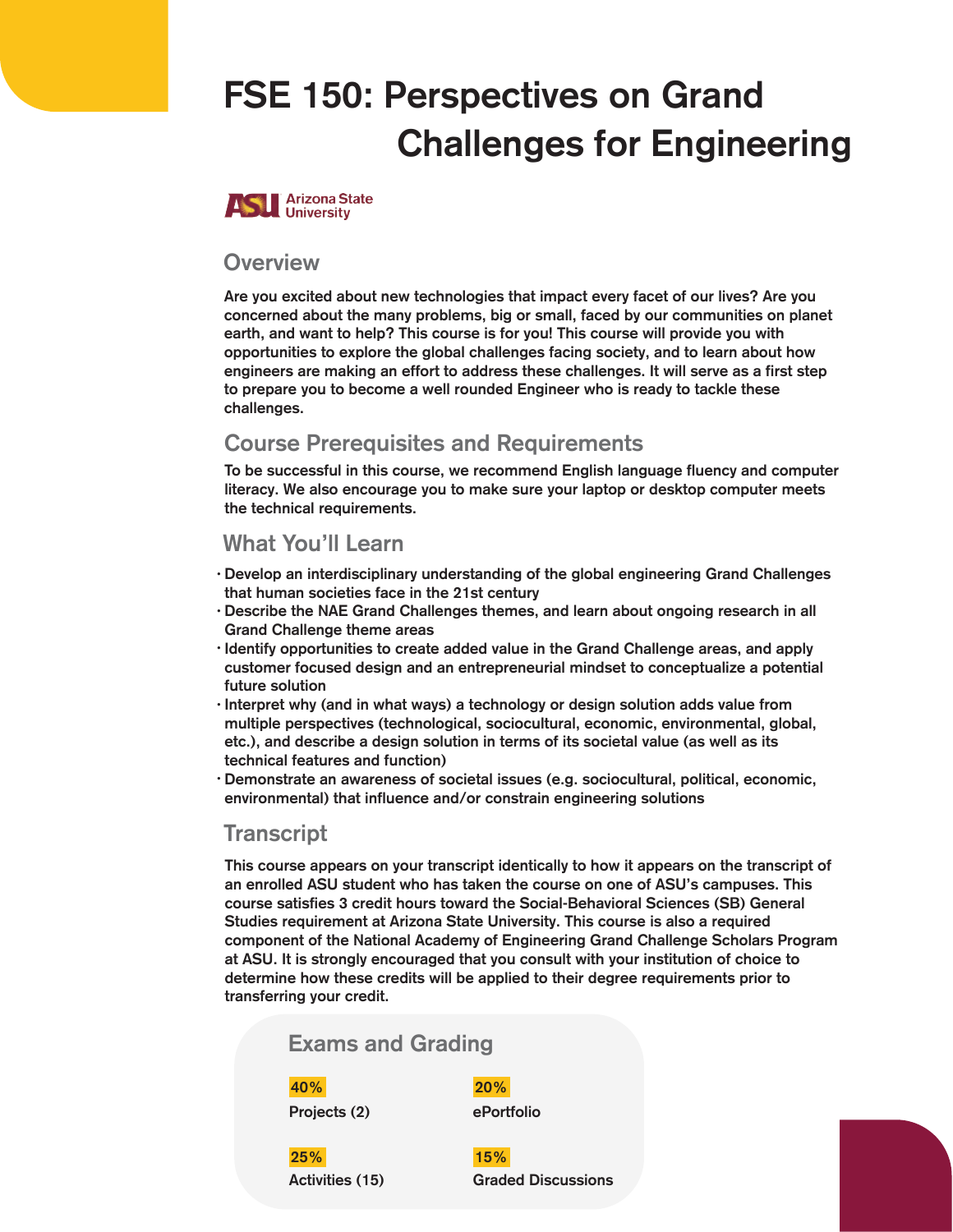# FSE 150: Perspectives on Grand Challenges for Engineering

Arizona State University

## Overview

Are you excited about new technologies that impact every facet of our lives? Are you concerned about the many problems, big or small, faced by our communities on planet earth, and want to help? This course is for you! This course will provide you with opportunities to explore the global challenges facing society, and to learn about how engineers are making an effort to address these challenges. It will serve as a first step to prepare you to become a well rounded Engineer who is ready to tackle these challenges.

## Course Prerequisites and Requirements

To be successful in this course, we recommend English language fluency and computer literacy. We also encourage you to make sure your laptop or desktop computer meets the technical requirements.

## What You'll Learn

- Develop an interdisciplinary understanding of the global engineering Grand Challenges that human societies face in the 21st century
- Describe the NAE Grand Challenges themes, and learn about ongoing research in all Grand Challenge theme areas
- Identify opportunities to create added value in the Grand Challenge areas, and apply customer focused design and an entrepreneurial mindset to conceptualize a potential future solution
- Interpret why (and in what ways) a technology or design solution adds value from multiple perspectives (technological, sociocultural, economic, environmental, global, etc.), and describe a design solution in terms of its societal value (as well as its technical features and function)
- Demonstrate an awareness of societal issues (e.g. sociocultural, political, economic, environmental) that influence and/or constrain engineering solutions

## Transcript

This course appears on your transcript identically to how it appears on the transcript of an enrolled ASU student who has taken the course on one of ASU's campuses. This course satisfies 3 credit hours toward the Social-Behavioral Sciences (SB) General Studies requirement at Arizona State University. This course is also a required component of the National Academy of Engineering Grand Challenge Scholars Program at ASU. It is strongly encouraged that you consult with your institution of choice to determine how these credits will be applied to their degree requirements prior to transferring your credit.

## Exams and Grading

- **40%** Projects (2)
- **20%** ePortfolio
- **25%** Activities (15)
- **15%** Graded Discussions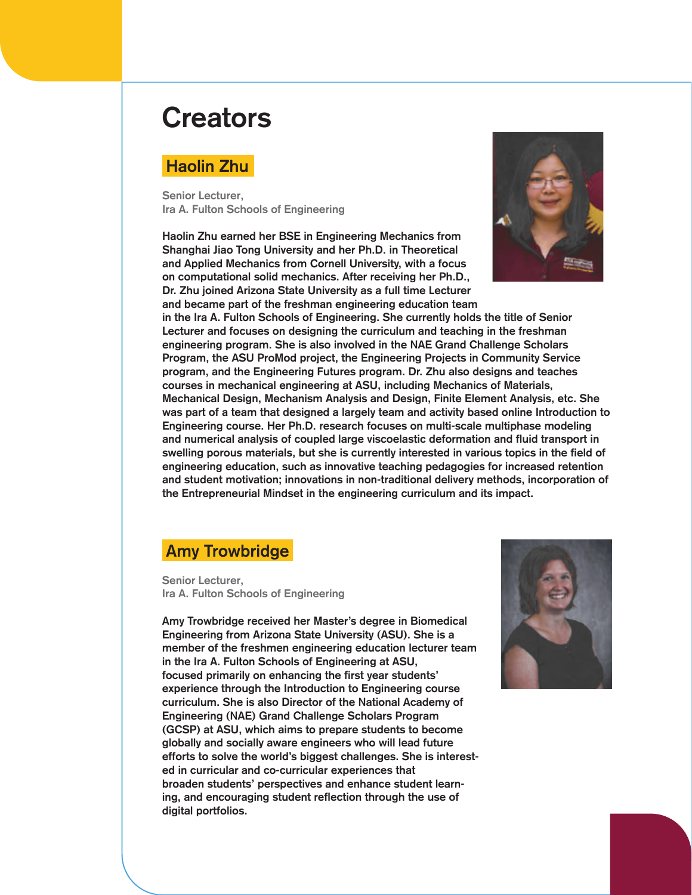# Creators

## Haolin Zhu

Senior Lecturer,
Ira A. Fulton Schools of Engineering

Haolin Zhu earned her BSE in Engineering Mechanics from Shanghai Jiao Tong University and her Ph.D. in Theoretical and Applied Mechanics from Cornell University, with a focus on computational solid mechanics. After receiving her Ph.D., Dr. Zhu joined Arizona State University as a full time Lecturer and became part of the freshman engineering education team in the Ira A. Fulton Schools of Engineering. She currently holds the title of Senior Lecturer and focuses on designing the curriculum and teaching in the freshman engineering program. She is also involved in the NAE Grand Challenge Scholars Program, the ASU ProMod project, the Engineering Projects in Community Service program, and the Engineering Futures program. Dr. Zhu also designs and teaches courses in mechanical engineering at ASU, including Mechanics of Materials, Mechanical Design, Mechanism Analysis and Design, Finite Element Analysis, etc. She was part of a team that designed a largely team and activity based online Introduction to Engineering course. Her Ph.D. research focuses on multi-scale multiphase modeling and numerical analysis of coupled large viscoelastic deformation and fluid transport in swelling porous materials, but she is currently interested in various topics in the field of engineering education, such as innovative teaching pedagogies for increased retention and student motivation; innovations in non-traditional delivery methods, incorporation of the Entrepreneurial Mindset in the engineering curriculum and its impact.

## Amy Trowbridge

Senior Lecturer,
Ira A. Fulton Schools of Engineering

Amy Trowbridge received her Master's degree in Biomedical Engineering from Arizona State University (ASU). She is a member of the freshmen engineering education lecturer team in the Ira A. Fulton Schools of Engineering at ASU, focused primarily on enhancing the first year students' experience through the Introduction to Engineering course curriculum. She is also Director of the National Academy of Engineering (NAE) Grand Challenge Scholars Program (GCSP) at ASU, which aims to prepare students to become globally and socially aware engineers who will lead future efforts to solve the world's biggest challenges. She is interested in curricular and co-curricular experiences that broaden students' perspectives and enhance student learning, and encouraging student reflection through the use of digital portfolios.